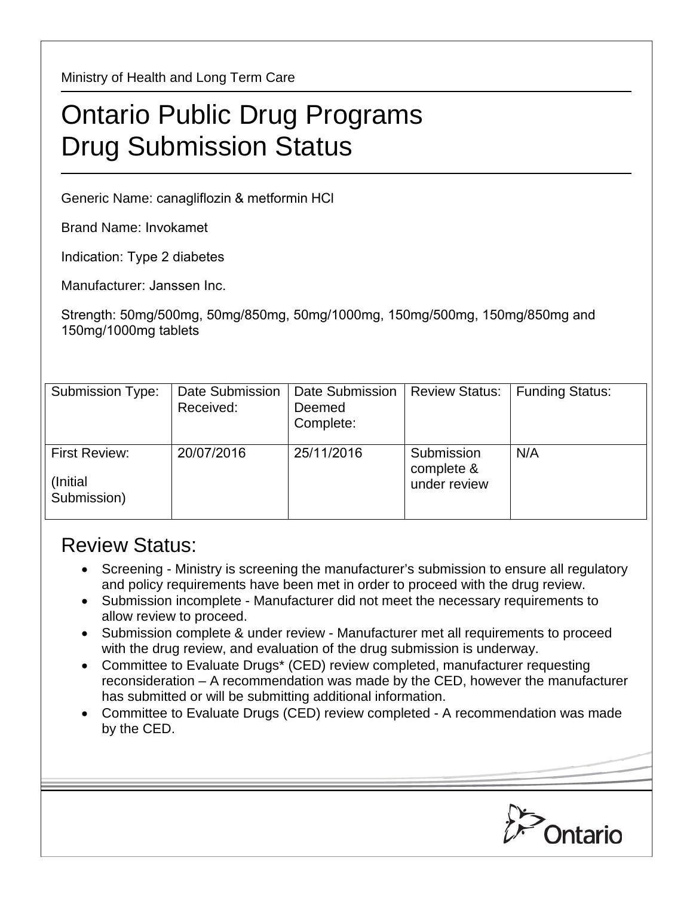Ministry of Health and Long Term Care

# Ontario Public Drug Programs Drug Submission Status

Generic Name: canagliflozin & metformin HCl

Brand Name: Invokamet

Indication: Type 2 diabetes

Manufacturer: Janssen Inc.

Strength: 50mg/500mg, 50mg/850mg, 50mg/1000mg, 150mg/500mg, 150mg/850mg and 150mg/1000mg tablets

| Submission Type: | Date Submission Received: | Date Submission Deemed Complete: | Review Status: | Funding Status: |
|---|---|---|---|---|
| First Review: (Initial Submission) | 20/07/2016 | 25/11/2016 | Submission complete & under review | N/A |

## Review Status:

- Screening - Ministry is screening the manufacturer's submission to ensure all regulatory and policy requirements have been met in order to proceed with the drug review.
- Submission incomplete - Manufacturer did not meet the necessary requirements to allow review to proceed.
- Submission complete & under review - Manufacturer met all requirements to proceed with the drug review, and evaluation of the drug submission is underway.
- Committee to Evaluate Drugs* (CED) review completed, manufacturer requesting reconsideration – A recommendation was made by the CED, however the manufacturer has submitted or will be submitting additional information.
- Committee to Evaluate Drugs (CED) review completed - A recommendation was made by the CED.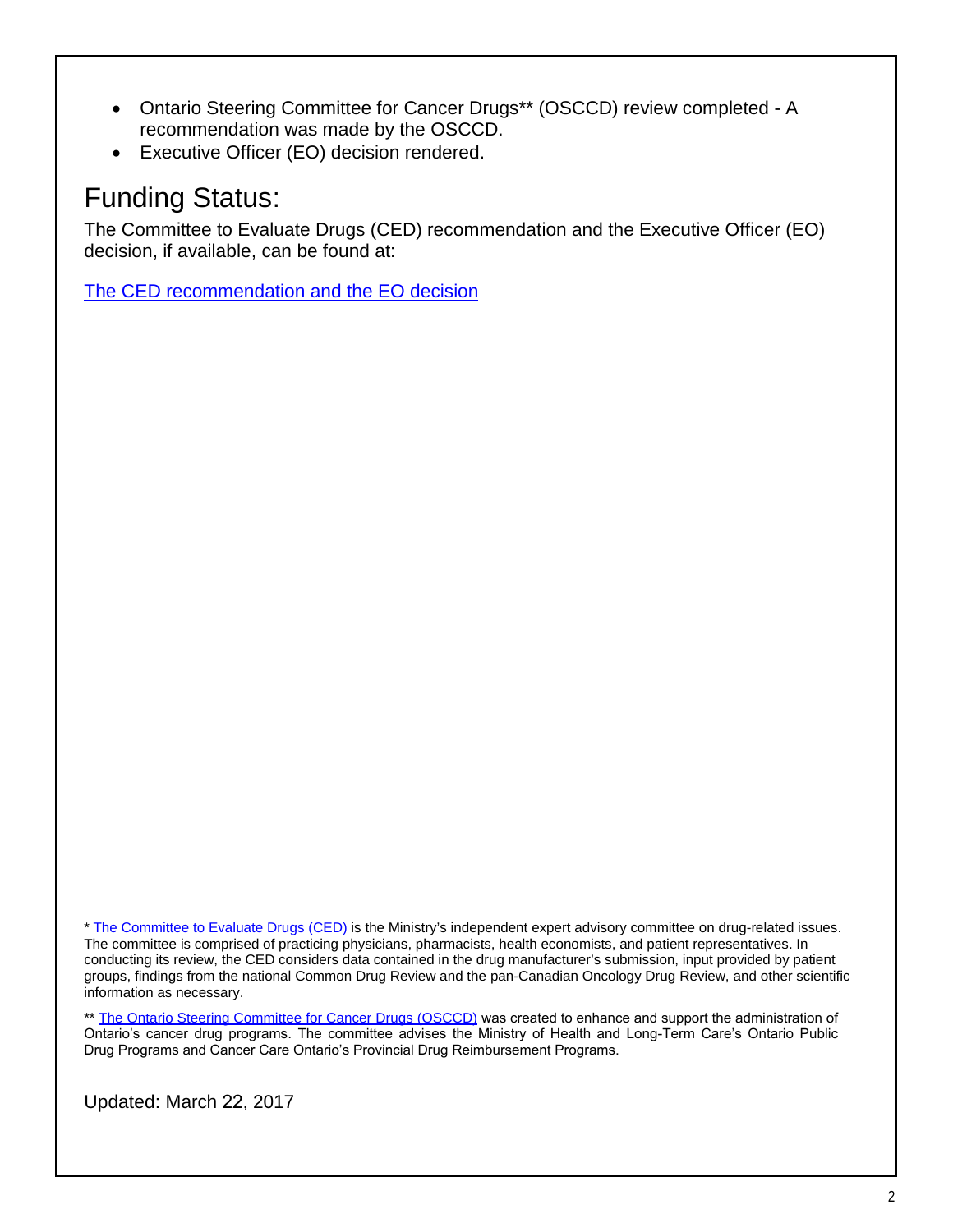- Ontario Steering Committee for Cancer Drugs** (OSCCD) review completed - A recommendation was made by the OSCCD.
- Executive Officer (EO) decision rendered.

## Funding Status:

The Committee to Evaluate Drugs (CED) recommendation and the Executive Officer (EO) decision, if available, can be found at:

[The CED recommendation and the EO decision]

* [The Committee to Evaluate Drugs (CED)] is the Ministry's independent expert advisory committee on drug-related issues. The committee is comprised of practicing physicians, pharmacists, health economists, and patient representatives. In conducting its review, the CED considers data contained in the drug manufacturer's submission, input provided by patient groups, findings from the national Common Drug Review and the pan-Canadian Oncology Drug Review, and other scientific information as necessary.

** [The Ontario Steering Committee for Cancer Drugs (OSCCD)] was created to enhance and support the administration of Ontario's cancer drug programs. The committee advises the Ministry of Health and Long-Term Care's Ontario Public Drug Programs and Cancer Care Ontario's Provincial Drug Reimbursement Programs.

Updated: March 22, 2017